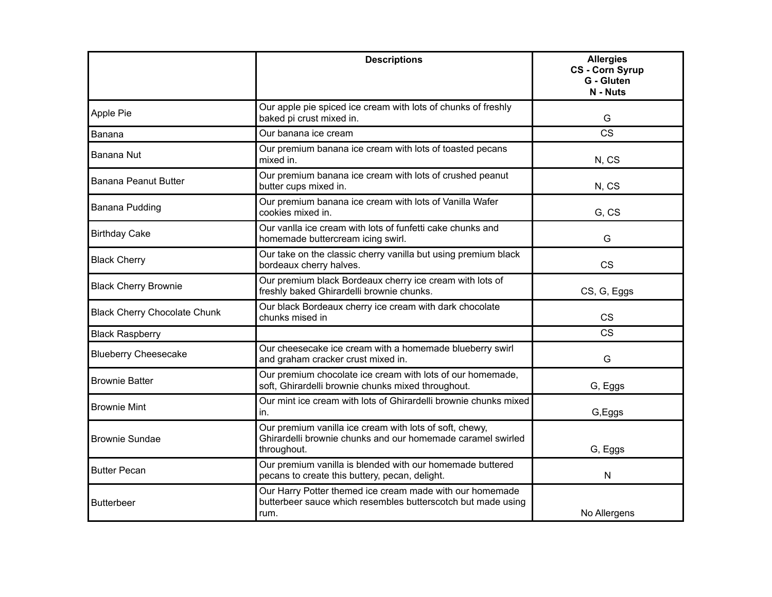| | Descriptions | Allergies<br>CS - Corn Syrup<br>G - Gluten<br>N - Nuts |
|---|---|---|
| Apple Pie | Our apple pie spiced ice cream with lots of chunks of freshly baked pi crust mixed in. | G |
| Banana | Our banana ice cream | CS |
| Banana Nut | Our premium banana ice cream with lots of toasted pecans mixed in. | N, CS |
| Banana Peanut Butter | Our premium banana ice cream with lots of crushed peanut butter cups mixed in. | N, CS |
| Banana Pudding | Our premium banana ice cream with lots of Vanilla Wafer cookies mixed in. | G, CS |
| Birthday Cake | Our vanlla ice cream with lots of funfetti cake chunks and homemade buttercream icing swirl. | G |
| Black Cherry | Our take on the classic cherry vanilla but using premium black bordeaux cherry halves. | CS |
| Black Cherry Brownie | Our premium black Bordeaux cherry ice cream with lots of freshly baked Ghirardelli brownie chunks. | CS, G, Eggs |
| Black Cherry Chocolate Chunk | Our black Bordeaux cherry ice cream with dark chocolate chunks mised in | CS |
| Black Raspberry | | CS |
| Blueberry Cheesecake | Our cheesecake ice cream with a homemade blueberry swirl and graham cracker crust mixed in. | G |
| Brownie Batter | Our premium chocolate ice cream with lots of our homemade, soft, Ghirardelli brownie chunks mixed throughout. | G, Eggs |
| Brownie Mint | Our mint ice cream with lots of Ghirardelli brownie chunks mixed in. | G,Eggs |
| Brownie Sundae | Our premium vanilla ice cream with lots of soft, chewy, Ghirardelli brownie chunks and our homemade caramel swirled throughout. | G, Eggs |
| Butter Pecan | Our premium vanilla is blended with our homemade buttered pecans to create this buttery, pecan, delight. | N |
| Butterbeer | Our Harry Potter themed ice cream made with our homemade butterbeer sauce which resembles butterscotch but made using rum. | No Allergens |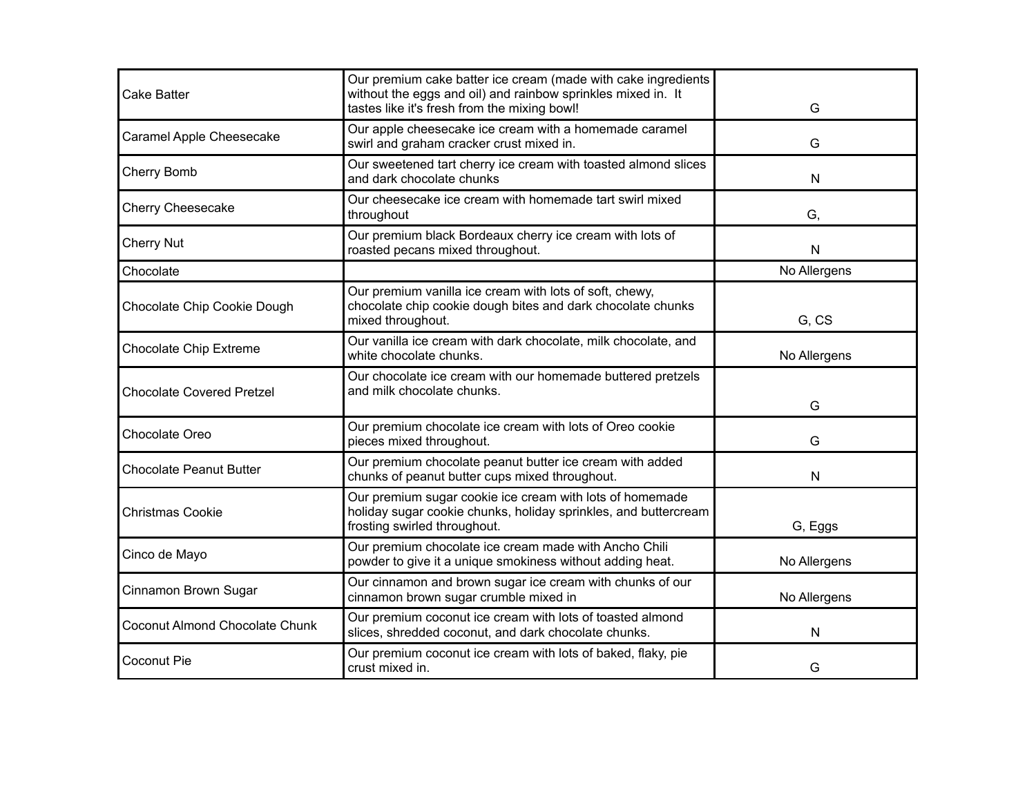| | | |
|---|---|---|
| Cake Batter | Our premium cake batter ice cream (made with cake ingredients without the eggs and oil) and rainbow sprinkles mixed in. It tastes like it's fresh from the mixing bowl! | G |
| Caramel Apple Cheesecake | Our apple cheesecake ice cream with a homemade caramel swirl and graham cracker crust mixed in. | G |
| Cherry Bomb | Our sweetened tart cherry ice cream with toasted almond slices and dark chocolate chunks | N |
| Cherry Cheesecake | Our cheesecake ice cream with homemade tart swirl mixed throughout | G, |
| Cherry Nut | Our premium black Bordeaux cherry ice cream with lots of roasted pecans mixed throughout. | N |
| Chocolate | | No Allergens |
| Chocolate Chip Cookie Dough | Our premium vanilla ice cream with lots of soft, chewy, chocolate chip cookie dough bites and dark chocolate chunks mixed throughout. | G, CS |
| Chocolate Chip Extreme | Our vanilla ice cream with dark chocolate, milk chocolate, and white chocolate chunks. | No Allergens |
| Chocolate Covered Pretzel | Our chocolate ice cream with our homemade buttered pretzels and milk chocolate chunks. | G |
| Chocolate Oreo | Our premium chocolate ice cream with lots of Oreo cookie pieces mixed throughout. | G |
| Chocolate Peanut Butter | Our premium chocolate peanut butter ice cream with added chunks of peanut butter cups mixed throughout. | N |
| Christmas Cookie | Our premium sugar cookie ice cream with lots of homemade holiday sugar cookie chunks, holiday sprinkles, and buttercream frosting swirled throughout. | G, Eggs |
| Cinco de Mayo | Our premium chocolate ice cream made with Ancho Chili powder to give it a unique smokiness without adding heat. | No Allergens |
| Cinnamon Brown Sugar | Our cinnamon and brown sugar ice cream with chunks of our cinnamon brown sugar crumble mixed in | No Allergens |
| Coconut Almond Chocolate Chunk | Our premium coconut ice cream with lots of toasted almond slices, shredded coconut, and dark chocolate chunks. | N |
| Coconut Pie | Our premium coconut ice cream with lots of baked, flaky, pie crust mixed in. | G |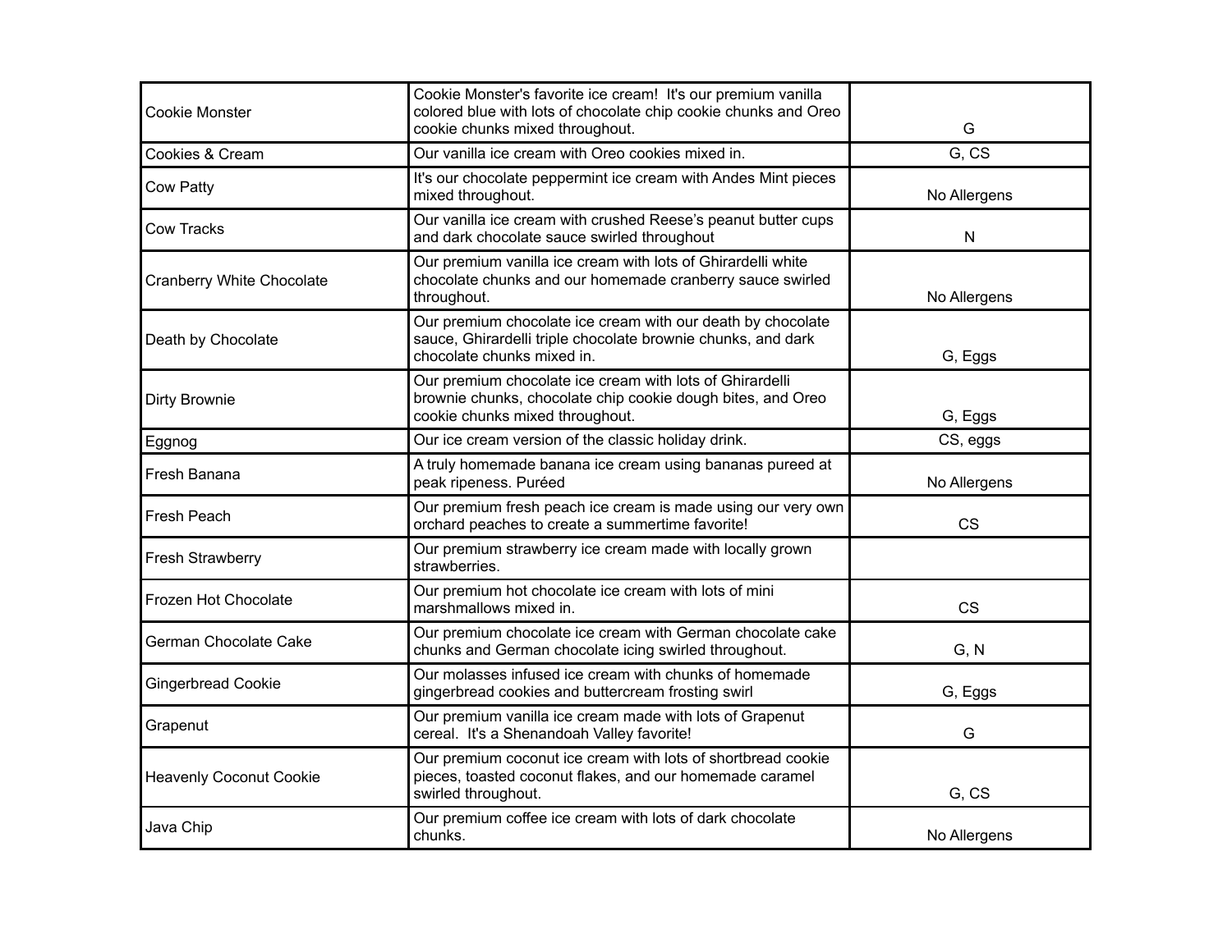| | | |
|---|---|---|
| Cookie Monster | Cookie Monster's favorite ice cream!  It's our premium vanilla colored blue with lots of chocolate chip cookie chunks and Oreo cookie chunks mixed throughout. | G |
| Cookies & Cream | Our vanilla ice cream with Oreo cookies mixed in. | G, CS |
| Cow Patty | It's our chocolate peppermint ice cream with Andes Mint pieces mixed throughout. | No Allergens |
| Cow Tracks | Our vanilla ice cream with crushed Reese's peanut butter cups and dark chocolate sauce swirled throughout | N |
| Cranberry White Chocolate | Our premium vanilla ice cream with lots of Ghirardelli white chocolate chunks and our homemade cranberry sauce swirled throughout. | No Allergens |
| Death by Chocolate | Our premium chocolate ice cream with our death by chocolate sauce, Ghirardelli triple chocolate brownie chunks, and dark chocolate chunks mixed in. | G, Eggs |
| Dirty Brownie | Our premium chocolate ice cream with lots of Ghirardelli brownie chunks, chocolate chip cookie dough bites, and Oreo cookie chunks mixed throughout. | G, Eggs |
| Eggnog | Our ice cream version of the classic holiday drink. | CS, eggs |
| Fresh Banana | A truly homemade banana ice cream using bananas pureed at peak ripeness. Puréed | No Allergens |
| Fresh Peach | Our premium fresh peach ice cream is made using our very own orchard peaches to create a summertime favorite! | CS |
| Fresh Strawberry | Our premium strawberry ice cream made with locally grown strawberries. | |
| Frozen Hot Chocolate | Our premium hot chocolate ice cream with lots of mini marshmallows mixed in. | CS |
| German Chocolate Cake | Our premium chocolate ice cream with German chocolate cake chunks and German chocolate icing swirled throughout. | G, N |
| Gingerbread Cookie | Our molasses infused ice cream with chunks of homemade gingerbread cookies and buttercream frosting swirl | G, Eggs |
| Grapenut | Our premium vanilla ice cream made with lots of Grapenut cereal.  It's a Shenandoah Valley favorite! | G |
| Heavenly Coconut Cookie | Our premium coconut ice cream with lots of shortbread cookie pieces, toasted coconut flakes, and our homemade caramel swirled throughout. | G, CS |
| Java Chip | Our premium coffee ice cream with lots of dark chocolate chunks. | No Allergens |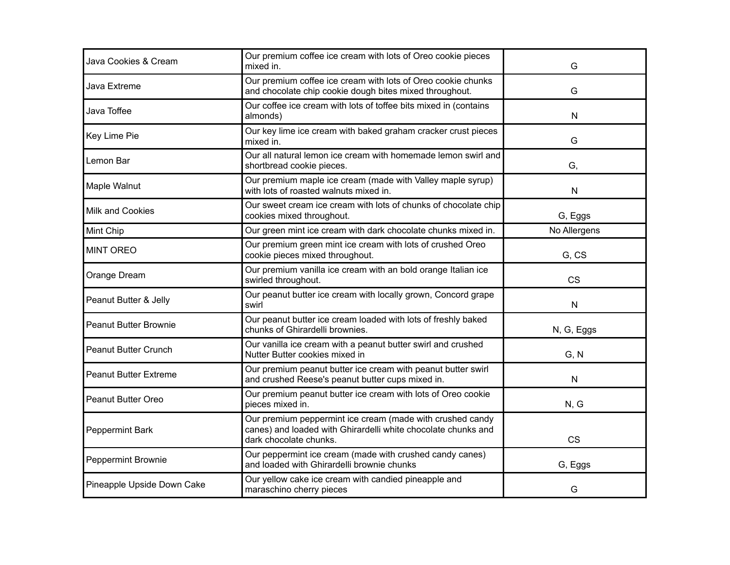| | | |
|---|---|---|
| Java Cookies & Cream | Our premium coffee ice cream with lots of Oreo cookie pieces mixed in. | G |
| Java Extreme | Our premium coffee ice cream with lots of Oreo cookie chunks and chocolate chip cookie dough bites mixed throughout. | G |
| Java Toffee | Our coffee ice cream with lots of toffee bits mixed in (contains almonds) | N |
| Key Lime Pie | Our key lime ice cream with baked graham cracker crust pieces mixed in. | G |
| Lemon Bar | Our all natural lemon ice cream with homemade lemon swirl and shortbread cookie pieces. | G, |
| Maple Walnut | Our premium maple ice cream (made with Valley maple syrup) with lots of roasted walnuts mixed in. | N |
| Milk and Cookies | Our sweet cream ice cream with lots of chunks of chocolate chip cookies mixed throughout. | G, Eggs |
| Mint Chip | Our green mint ice cream with dark chocolate chunks mixed in. | No Allergens |
| MINT OREO | Our premium green mint ice cream with lots of crushed Oreo cookie pieces mixed throughout. | G, CS |
| Orange Dream | Our premium vanilla ice cream with an bold orange Italian ice swirled throughout. | CS |
| Peanut Butter & Jelly | Our peanut butter ice cream with locally grown, Concord grape swirl | N |
| Peanut Butter Brownie | Our peanut butter ice cream loaded with lots of freshly baked chunks of Ghirardelli brownies. | N, G, Eggs |
| Peanut Butter Crunch | Our vanilla ice cream with a peanut butter swirl and crushed Nutter Butter cookies mixed in | G, N |
| Peanut Butter Extreme | Our premium peanut butter ice cream with peanut butter swirl and crushed Reese's peanut butter cups mixed in. | N |
| Peanut Butter Oreo | Our premium peanut butter ice cream with lots of Oreo cookie pieces mixed in. | N, G |
| Peppermint Bark | Our premium peppermint ice cream (made with crushed candy canes) and loaded with Ghirardelli white chocolate chunks and dark chocolate chunks. | CS |
| Peppermint Brownie | Our peppermint ice cream (made with crushed candy canes) and loaded with Ghirardelli brownie chunks | G, Eggs |
| Pineapple Upside Down Cake | Our yellow cake ice cream with candied pineapple and maraschino cherry pieces | G |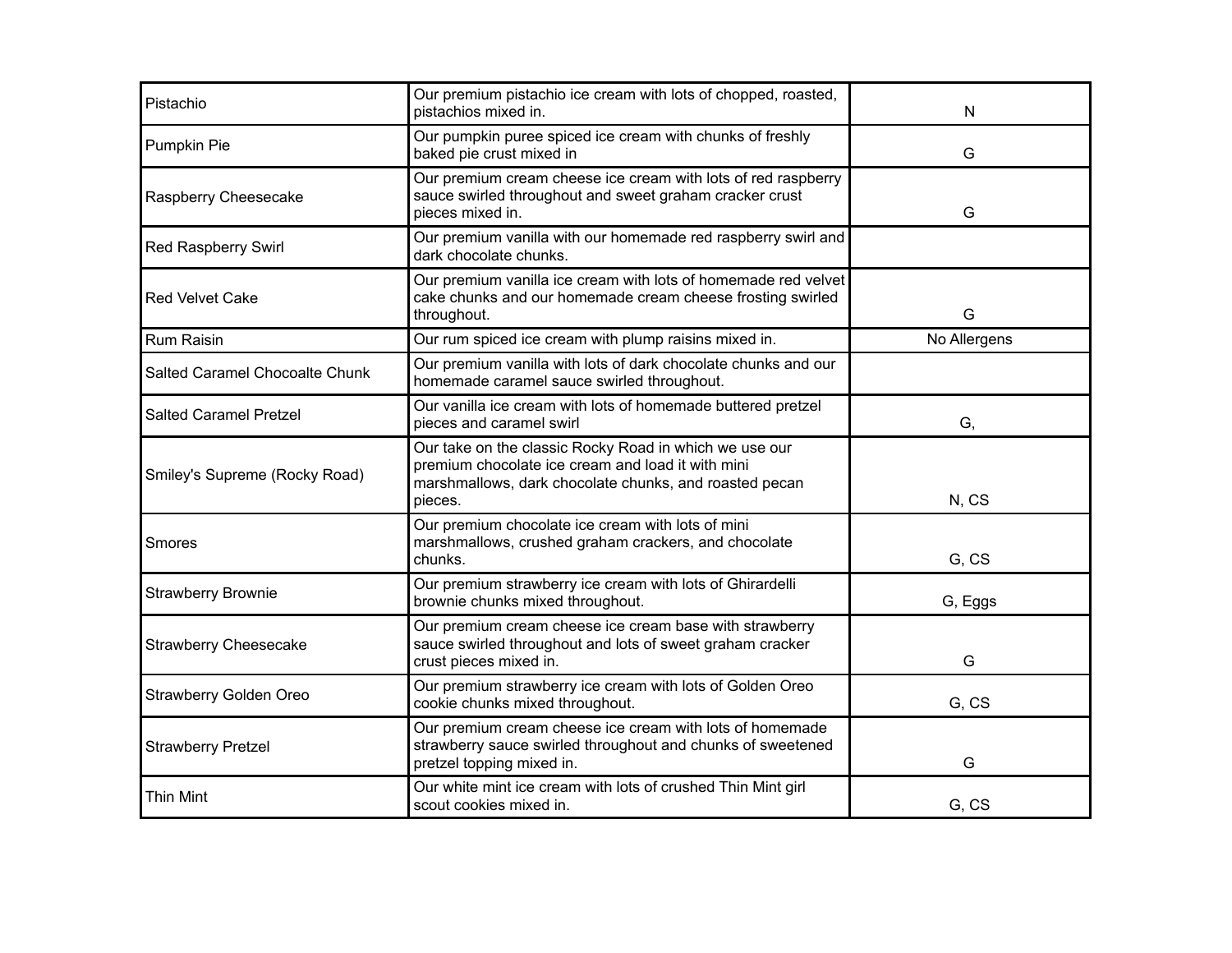| Pistachio | Our premium pistachio ice cream with lots of chopped, roasted, pistachios mixed in. | N |
| --- | --- | --- |
| Pumpkin Pie | Our pumpkin puree spiced ice cream with chunks of freshly baked pie crust mixed in | G |
| Raspberry Cheesecake | Our premium cream cheese ice cream with lots of red raspberry sauce swirled throughout and sweet graham cracker crust pieces mixed in. | G |
| Red Raspberry Swirl | Our premium vanilla with our homemade red raspberry swirl and dark chocolate chunks. | |
| Red Velvet Cake | Our premium vanilla ice cream with lots of homemade red velvet cake chunks and our homemade cream cheese frosting swirled throughout. | G |
| Rum Raisin | Our rum spiced ice cream with plump raisins mixed in. | No Allergens |
| Salted Caramel Chocoalte Chunk | Our premium vanilla with lots of dark chocolate chunks and our homemade caramel sauce swirled throughout. | |
| Salted Caramel Pretzel | Our vanilla ice cream with lots of homemade buttered pretzel pieces and caramel swirl | G, |
| Smiley's Supreme (Rocky Road) | Our take on the classic Rocky Road in which we use our premium chocolate ice cream and load it with mini marshmallows, dark chocolate chunks, and roasted pecan pieces. | N, CS |
| Smores | Our premium chocolate ice cream with lots of mini marshmallows, crushed graham crackers, and chocolate chunks. | G, CS |
| Strawberry Brownie | Our premium strawberry ice cream with lots of Ghirardelli brownie chunks mixed throughout. | G, Eggs |
| Strawberry Cheesecake | Our premium cream cheese ice cream base with strawberry sauce swirled throughout and lots of sweet graham cracker crust pieces mixed in. | G |
| Strawberry Golden Oreo | Our premium strawberry ice cream with lots of Golden Oreo cookie chunks mixed throughout. | G, CS |
| Strawberry Pretzel | Our premium cream cheese ice cream with lots of homemade strawberry sauce swirled throughout and chunks of sweetened pretzel topping mixed in. | G |
| Thin Mint | Our white mint ice cream with lots of crushed Thin Mint girl scout cookies mixed in. | G, CS |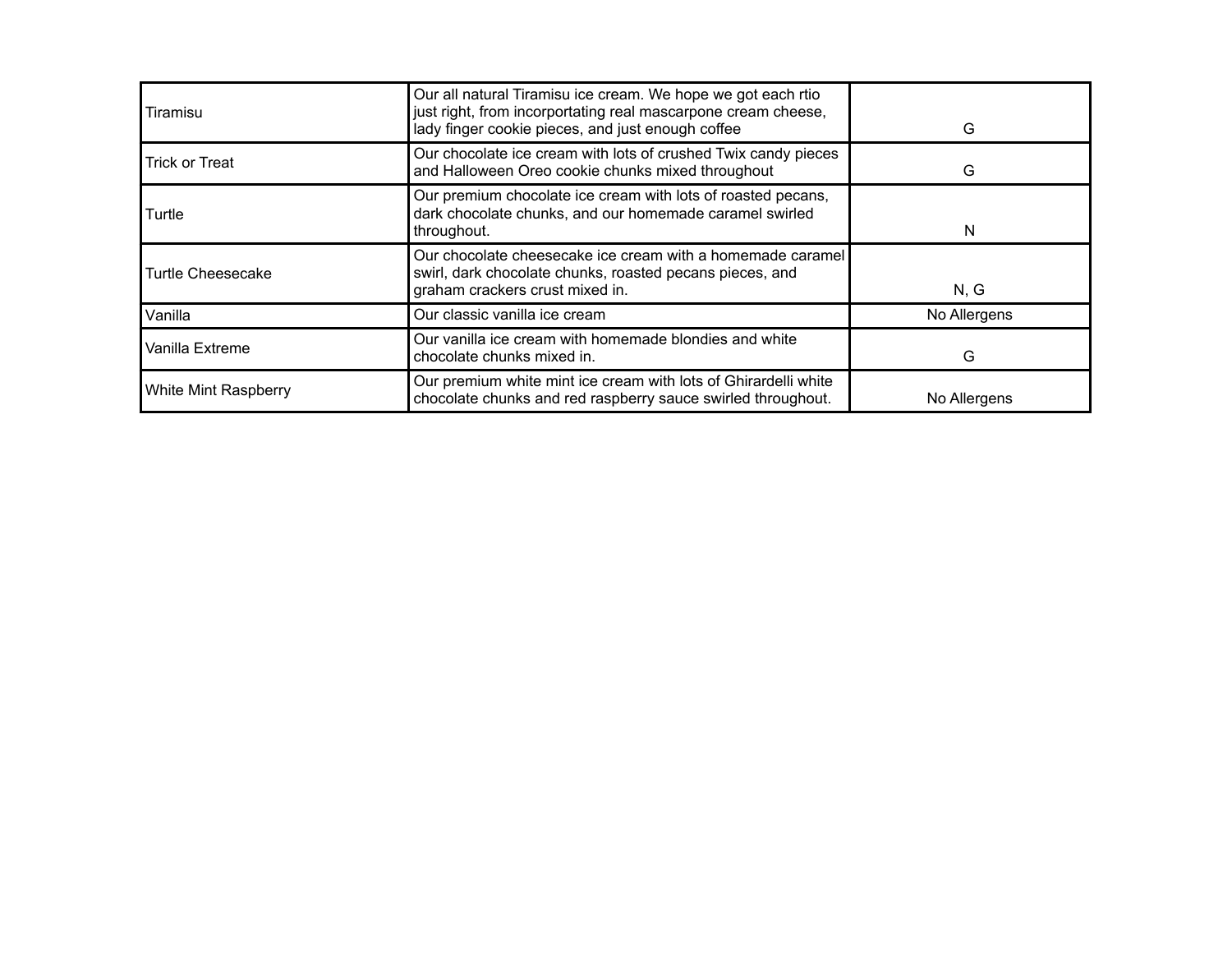| | | |
|---|---|---|
| Tiramisu | Our all natural Tiramisu ice cream. We hope we got each rtio just right, from incorportating real mascarpone cream cheese, lady finger cookie pieces, and just enough coffee | G |
| Trick or Treat | Our chocolate ice cream with lots of crushed Twix candy pieces and Halloween Oreo cookie chunks mixed throughout | G |
| Turtle | Our premium chocolate ice cream with lots of roasted pecans, dark chocolate chunks, and our homemade caramel swirled throughout. | N |
| Turtle Cheesecake | Our chocolate cheesecake ice cream with a homemade caramel swirl, dark chocolate chunks, roasted pecans pieces, and graham crackers crust mixed in. | N, G |
| Vanilla | Our classic vanilla ice cream | No Allergens |
| Vanilla Extreme | Our vanilla ice cream with homemade blondies and white chocolate chunks mixed in. | G |
| White Mint Raspberry | Our premium white mint ice cream with lots of Ghirardelli white chocolate chunks and red raspberry sauce swirled throughout. | No Allergens |